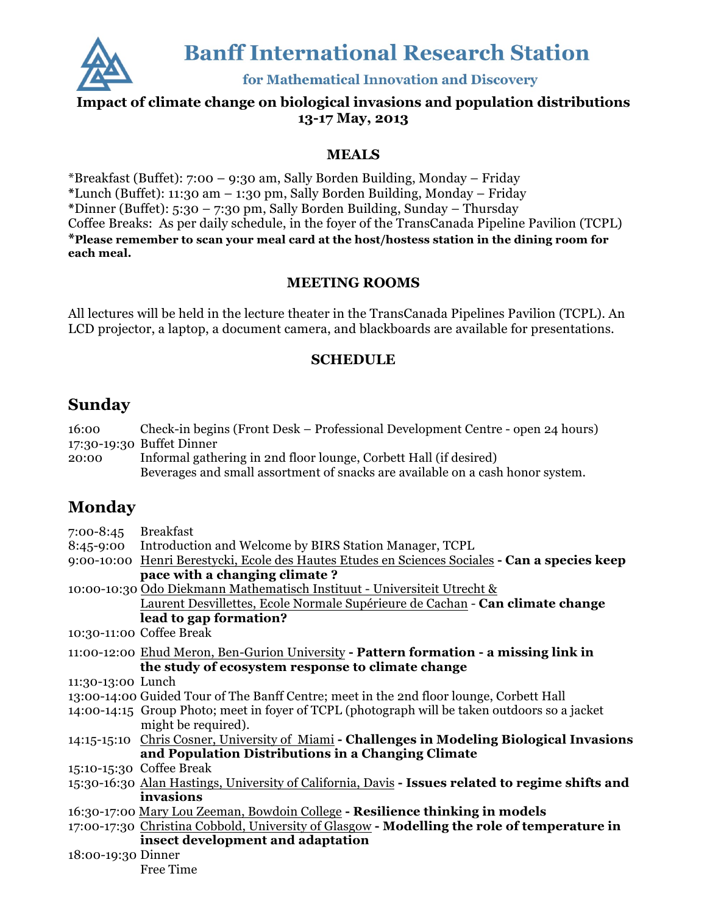# Banff International Research Station

### for Mathematical Innovation and Discovery

**Impact of climate change on biological invasions and population distributions**
**13-17 May, 2013**

## MEALS

*Breakfast (Buffet): 7:00 – 9:30 am, Sally Borden Building, Monday – Friday
*Lunch (Buffet): 11:30 am – 1:30 pm, Sally Borden Building, Monday – Friday
*Dinner (Buffet): 5:30 – 7:30 pm, Sally Borden Building, Sunday – Thursday
Coffee Breaks: As per daily schedule, in the foyer of the TransCanada Pipeline Pavilion (TCPL)
***Please remember to scan your meal card at the host/hostess station in the dining room for each meal.**

## MEETING ROOMS

All lectures will be held in the lecture theater in the TransCanada Pipelines Pavilion (TCPL). An LCD projector, a laptop, a document camera, and blackboards are available for presentations.

## SCHEDULE

## Sunday

16:00 Check-in begins (Front Desk – Professional Development Centre - open 24 hours)
17:30-19:30 Buffet Dinner
20:00 Informal gathering in 2nd floor lounge, Corbett Hall (if desired)
Beverages and small assortment of snacks are available on a cash honor system.

## Monday

7:00-8:45 Breakfast
8:45-9:00 Introduction and Welcome by BIRS Station Manager, TCPL
9:00-10:00 Henri Berestycki, Ecole des Hautes Etudes en Sciences Sociales - **Can a species keep pace with a changing climate ?**
10:00-10:30 Odo Diekmann Mathematisch Instituut - Universiteit Utrecht & Laurent Desvillettes, Ecole Normale Supérieure de Cachan - **Can climate change lead to gap formation?**
10:30-11:00 Coffee Break
11:00-12:00 Ehud Meron, Ben-Gurion University - **Pattern formation - a missing link in the study of ecosystem response to climate change**
11:30-13:00 Lunch
13:00-14:00 Guided Tour of The Banff Centre; meet in the 2nd floor lounge, Corbett Hall
14:00-14:15 Group Photo; meet in foyer of TCPL (photograph will be taken outdoors so a jacket might be required).
14:15-15:10 Chris Cosner, University of Miami - **Challenges in Modeling Biological Invasions and Population Distributions in a Changing Climate**
15:10-15:30 Coffee Break
15:30-16:30 Alan Hastings, University of California, Davis - **Issues related to regime shifts and invasions**
16:30-17:00 Mary Lou Zeeman, Bowdoin College - **Resilience thinking in models**
17:00-17:30 Christina Cobbold, University of Glasgow - **Modelling the role of temperature in insect development and adaptation**
18:00-19:30 Dinner
Free Time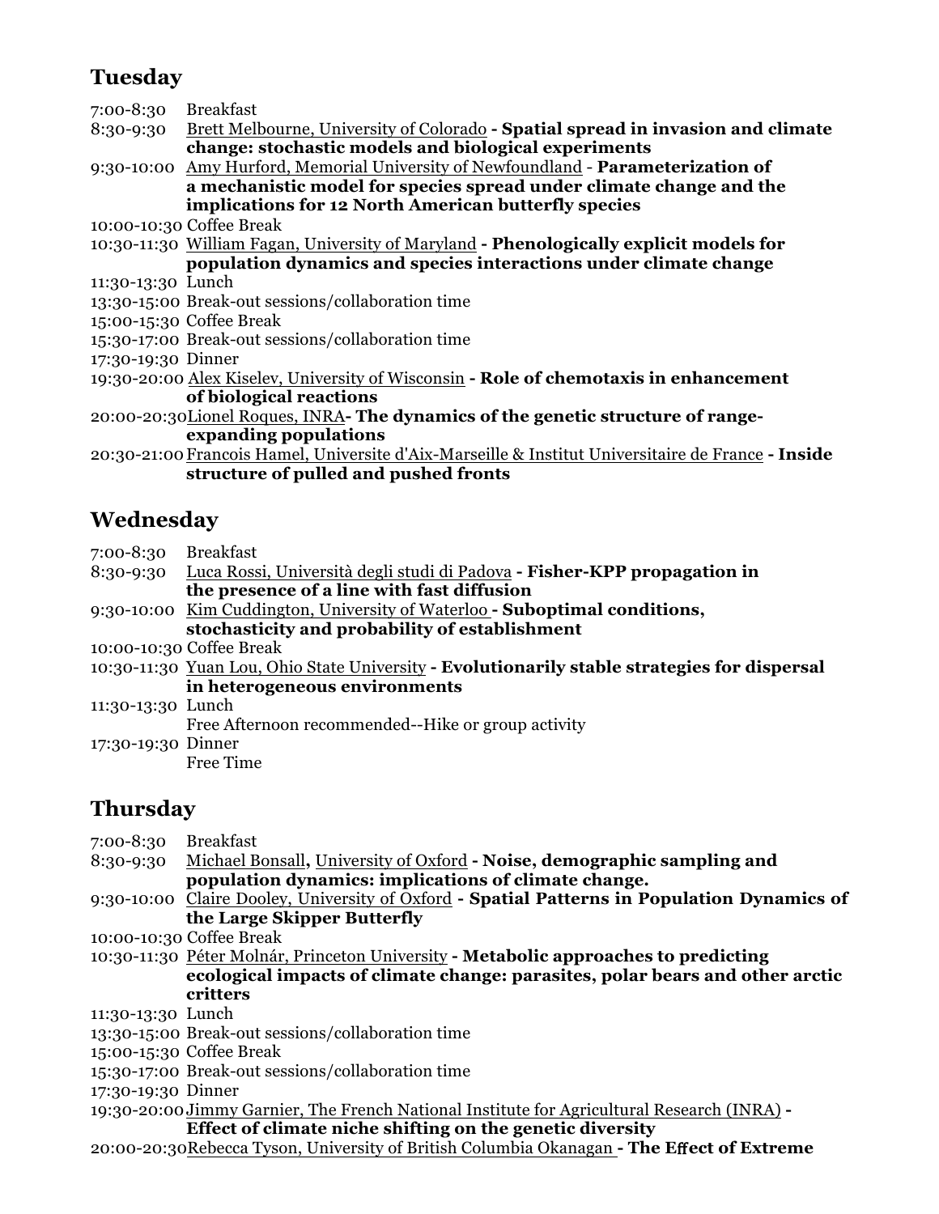## Tuesday

7:00-8:30 Breakfast

8:30-9:30 Brett Melbourne, University of Colorado - **Spatial spread in invasion and climate change: stochastic models and biological experiments**

9:30-10:00 Amy Hurford, Memorial University of Newfoundland - **Parameterization of a mechanistic model for species spread under climate change and the implications for 12 North American butterfly species**

10:00-10:30 Coffee Break

10:30-11:30 William Fagan, University of Maryland - **Phenologically explicit models for population dynamics and species interactions under climate change**

11:30-13:30 Lunch

13:30-15:00 Break-out sessions/collaboration time

15:00-15:30 Coffee Break

15:30-17:00 Break-out sessions/collaboration time

17:30-19:30 Dinner

19:30-20:00 Alex Kiselev, University of Wisconsin - **Role of chemotaxis in enhancement of biological reactions**

20:00-20:30 Lionel Roques, INRA- **The dynamics of the genetic structure of range-expanding populations**

20:30-21:00 Francois Hamel, Universite d'Aix-Marseille & Institut Universitaire de France - **Inside structure of pulled and pushed fronts**

## Wednesday

7:00-8:30 Breakfast

8:30-9:30 Luca Rossi, Università degli studi di Padova - **Fisher-KPP propagation in the presence of a line with fast diffusion**

9:30-10:00 Kim Cuddington, University of Waterloo - **Suboptimal conditions, stochasticity and probability of establishment**

10:00-10:30 Coffee Break

10:30-11:30 Yuan Lou, Ohio State University - **Evolutionarily stable strategies for dispersal in heterogeneous environments**

11:30-13:30 Lunch
Free Afternoon recommended--Hike or group activity

17:30-19:30 Dinner
Free Time

## Thursday

7:00-8:30 Breakfast

8:30-9:30 Michael Bonsall, University of Oxford - **Noise, demographic sampling and population dynamics: implications of climate change.**

9:30-10:00 Claire Dooley, University of Oxford - **Spatial Patterns in Population Dynamics of the Large Skipper Butterfly**

10:00-10:30 Coffee Break

10:30-11:30 Péter Molnár, Princeton University - **Metabolic approaches to predicting ecological impacts of climate change: parasites, polar bears and other arctic critters**

11:30-13:30 Lunch

13:30-15:00 Break-out sessions/collaboration time

15:00-15:30 Coffee Break

15:30-17:00 Break-out sessions/collaboration time

17:30-19:30 Dinner

19:30-20:00 Jimmy Garnier, The French National Institute for Agricultural Research (INRA) - **Effect of climate niche shifting on the genetic diversity**

20:00-20:30 Rebecca Tyson, University of British Columbia Okanagan - **The Effect of Extreme**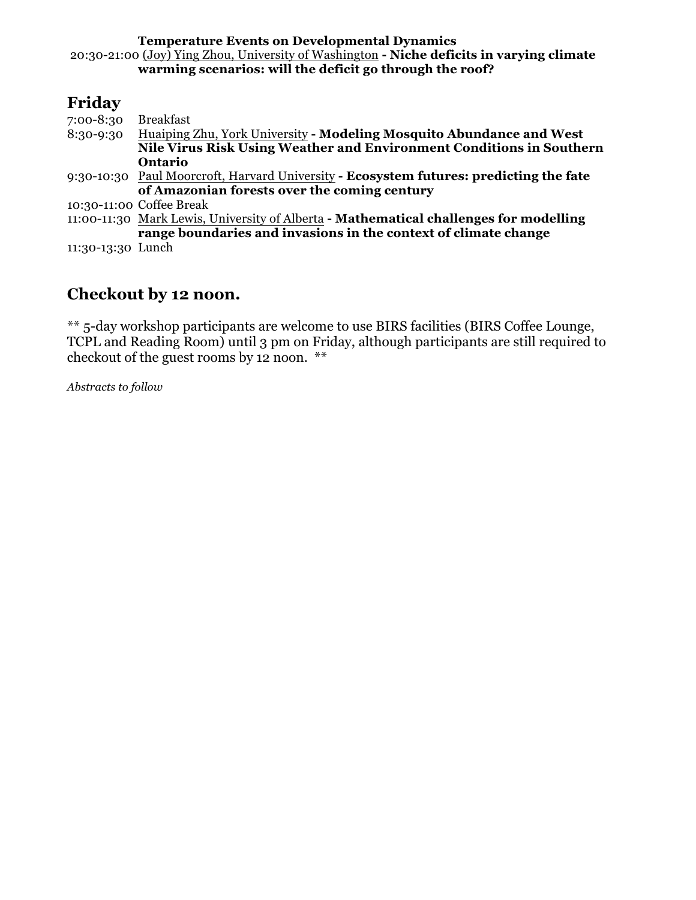**Temperature Events on Developmental Dynamics**

20:30-21:00 (Joy) Ying Zhou, University of Washington **- Niche deficits in varying climate warming scenarios: will the deficit go through the roof?**

## Friday

7:00-8:30 Breakfast

8:30-9:30 Huaiping Zhu, York University **- Modeling Mosquito Abundance and West Nile Virus Risk Using Weather and Environment Conditions in Southern Ontario**

9:30-10:30 Paul Moorcroft, Harvard University **- Ecosystem futures: predicting the fate of Amazonian forests over the coming century**

10:30-11:00 Coffee Break

11:00-11:30 Mark Lewis, University of Alberta **- Mathematical challenges for modelling range boundaries and invasions in the context of climate change**

11:30-13:30 Lunch

## Checkout by 12 noon.

** 5-day workshop participants are welcome to use BIRS facilities (BIRS Coffee Lounge, TCPL and Reading Room) until 3 pm on Friday, although participants are still required to checkout of the guest rooms by 12 noon. **

*Abstracts to follow*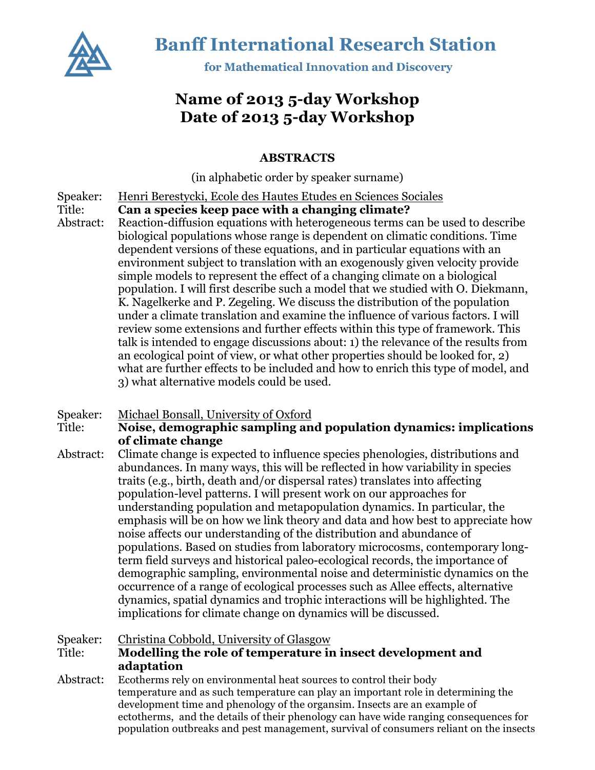# Banff International Research Station

**for Mathematical Innovation and Discovery**

## Name of 2013 5-day Workshop
## Date of 2013 5-day Workshop

### ABSTRACTS

(in alphabetic order by speaker surname)

Speaker: Henri Berestycki, Ecole des Hautes Etudes en Sciences Sociales
Title: **Can a species keep pace with a changing climate?**
Abstract: Reaction-diffusion equations with heterogeneous terms can be used to describe biological populations whose range is dependent on climatic conditions. Time dependent versions of these equations, and in particular equations with an environment subject to translation with an exogenously given velocity provide simple models to represent the effect of a changing climate on a biological population. I will first describe such a model that we studied with O. Diekmann, K. Nagelkerke and P. Zegeling. We discuss the distribution of the population under a climate translation and examine the influence of various factors. I will review some extensions and further effects within this type of framework. This talk is intended to engage discussions about: 1) the relevance of the results from an ecological point of view, or what other properties should be looked for, 2) what are further effects to be included and how to enrich this type of model, and 3) what alternative models could be used.

Speaker: Michael Bonsall, University of Oxford
Title: **Noise, demographic sampling and population dynamics: implications of climate change**
Abstract: Climate change is expected to influence species phenologies, distributions and abundances. In many ways, this will be reflected in how variability in species traits (e.g., birth, death and/or dispersal rates) translates into affecting population-level patterns. I will present work on our approaches for understanding population and metapopulation dynamics. In particular, the emphasis will be on how we link theory and data and how best to appreciate how noise affects our understanding of the distribution and abundance of populations. Based on studies from laboratory microcosms, contemporary long-term field surveys and historical paleo-ecological records, the importance of demographic sampling, environmental noise and deterministic dynamics on the occurrence of a range of ecological processes such as Allee effects, alternative dynamics, spatial dynamics and trophic interactions will be highlighted. The implications for climate change on dynamics will be discussed.

Speaker: Christina Cobbold, University of Glasgow
Title: **Modelling the role of temperature in insect development and adaptation**
Abstract: Ecotherms rely on environmental heat sources to control their body temperature and as such temperature can play an important role in determining the development time and phenology of the organsim. Insects are an example of ectotherms, and the details of their phenology can have wide ranging consequences for population outbreaks and pest management, survival of consumers reliant on the insects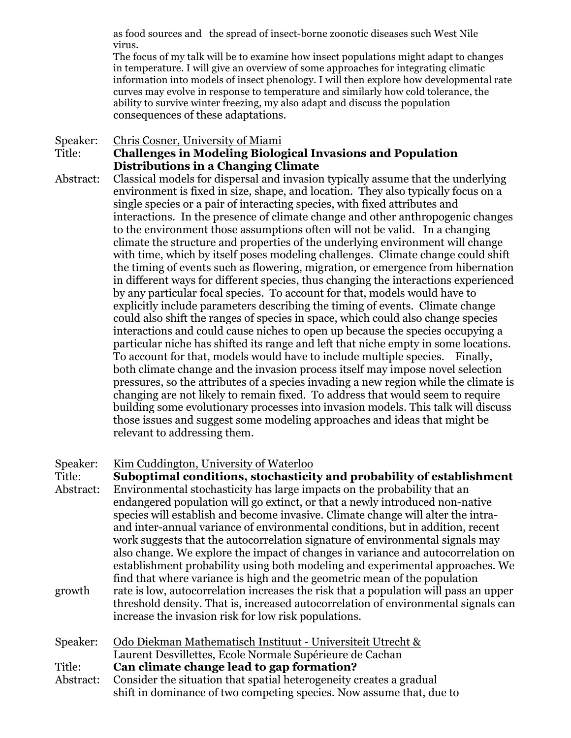as food sources and the spread of insect-borne zoonotic diseases such West Nile virus.

The focus of my talk will be to examine how insect populations might adapt to changes in temperature. I will give an overview of some approaches for integrating climatic information into models of insect phenology. I will then explore how developmental rate curves may evolve in response to temperature and similarly how cold tolerance, the ability to survive winter freezing, my also adapt and discuss the population consequences of these adaptations.

Speaker: Chris Cosner, University of Miami

Title: **Challenges in Modeling Biological Invasions and Population Distributions in a Changing Climate**

Abstract: Classical models for dispersal and invasion typically assume that the underlying environment is fixed in size, shape, and location. They also typically focus on a single species or a pair of interacting species, with fixed attributes and interactions. In the presence of climate change and other anthropogenic changes to the environment those assumptions often will not be valid. In a changing climate the structure and properties of the underlying environment will change with time, which by itself poses modeling challenges. Climate change could shift the timing of events such as flowering, migration, or emergence from hibernation in different ways for different species, thus changing the interactions experienced by any particular focal species. To account for that, models would have to explicitly include parameters describing the timing of events. Climate change could also shift the ranges of species in space, which could also change species interactions and could cause niches to open up because the species occupying a particular niche has shifted its range and left that niche empty in some locations. To account for that, models would have to include multiple species. Finally, both climate change and the invasion process itself may impose novel selection pressures, so the attributes of a species invading a new region while the climate is changing are not likely to remain fixed. To address that would seem to require building some evolutionary processes into invasion models. This talk will discuss those issues and suggest some modeling approaches and ideas that might be relevant to addressing them.

Speaker: Kim Cuddington, University of Waterloo

Title: **Suboptimal conditions, stochasticity and probability of establishment**

Abstract: Environmental stochasticity has large impacts on the probability that an endangered population will go extinct, or that a newly introduced non-native species will establish and become invasive. Climate change will alter the intra- and inter-annual variance of environmental conditions, but in addition, recent work suggests that the autocorrelation signature of environmental signals may also change. We explore the impact of changes in variance and autocorrelation on establishment probability using both modeling and experimental approaches. We find that where variance is high and the geometric mean of the population growth rate is low, autocorrelation increases the risk that a population will pass an upper threshold density. That is, increased autocorrelation of environmental signals can increase the invasion risk for low risk populations.

Speaker: Odo Diekman Mathematisch Instituut - Universiteit Utrecht & Laurent Desvillettes, Ecole Normale Supérieure de Cachan

Title: **Can climate change lead to gap formation?**

Abstract: Consider the situation that spatial heterogeneity creates a gradual shift in dominance of two competing species. Now assume that, due to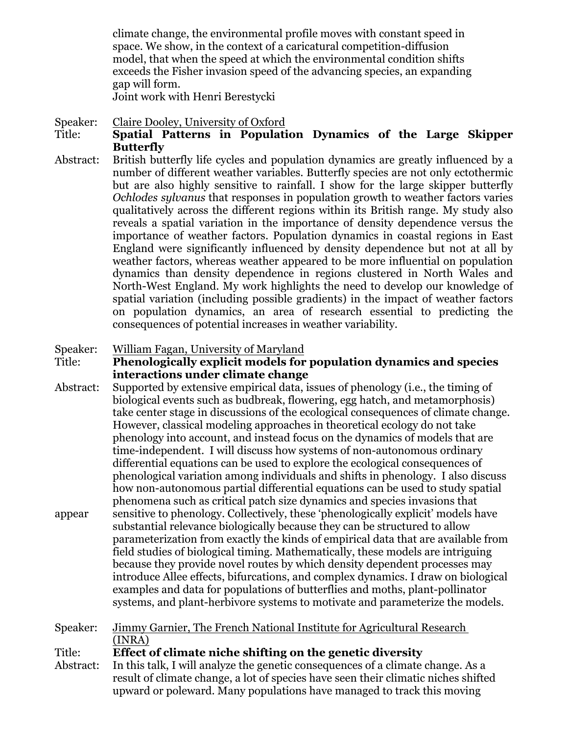climate change, the environmental profile moves with constant speed in space. We show, in the context of a caricatural competition-diffusion model, that when the speed at which the environmental condition shifts exceeds the Fisher invasion speed of the advancing species, an expanding gap will form.
Joint work with Henri Berestycki

Speaker: Claire Dooley, University of Oxford
Title: **Spatial Patterns in Population Dynamics of the Large Skipper Butterfly**
Abstract: British butterfly life cycles and population dynamics are greatly influenced by a number of different weather variables. Butterfly species are not only ectothermic but are also highly sensitive to rainfall. I show for the large skipper butterfly *Ochlodes sylvanus* that responses in population growth to weather factors varies qualitatively across the different regions within its British range. My study also reveals a spatial variation in the importance of density dependence versus the importance of weather factors. Population dynamics in coastal regions in East England were significantly influenced by density dependence but not at all by weather factors, whereas weather appeared to be more influential on population dynamics than density dependence in regions clustered in North Wales and North-West England. My work highlights the need to develop our knowledge of spatial variation (including possible gradients) in the impact of weather factors on population dynamics, an area of research essential to predicting the consequences of potential increases in weather variability.

Speaker: William Fagan, University of Maryland
Title: **Phenologically explicit models for population dynamics and species interactions under climate change**
Abstract: Supported by extensive empirical data, issues of phenology (i.e., the timing of biological events such as budbreak, flowering, egg hatch, and metamorphosis) take center stage in discussions of the ecological consequences of climate change. However, classical modeling approaches in theoretical ecology do not take phenology into account, and instead focus on the dynamics of models that are time-independent. I will discuss how systems of non-autonomous ordinary differential equations can be used to explore the ecological consequences of phenological variation among individuals and shifts in phenology. I also discuss how non-autonomous partial differential equations can be used to study spatial phenomena such as critical patch size dynamics and species invasions that appear sensitive to phenology. Collectively, these 'phenologically explicit' models have substantial relevance biologically because they can be structured to allow parameterization from exactly the kinds of empirical data that are available from field studies of biological timing. Mathematically, these models are intriguing because they provide novel routes by which density dependent processes may introduce Allee effects, bifurcations, and complex dynamics. I draw on biological examples and data for populations of butterflies and moths, plant-pollinator systems, and plant-herbivore systems to motivate and parameterize the models.

Speaker: Jimmy Garnier, The French National Institute for Agricultural Research (INRA)
Title: **Effect of climate niche shifting on the genetic diversity**
Abstract: In this talk, I will analyze the genetic consequences of a climate change. As a result of climate change, a lot of species have seen their climatic niches shifted upward or poleward. Many populations have managed to track this moving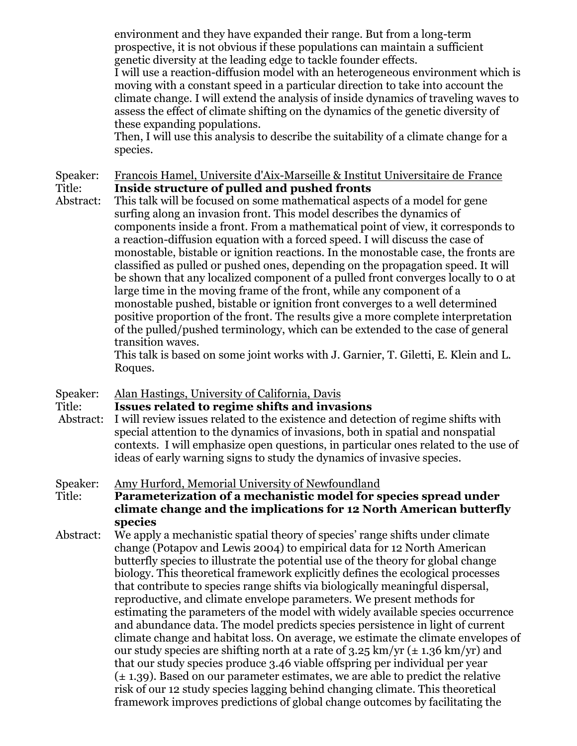environment and they have expanded their range. But from a long-term prospective, it is not obvious if these populations can maintain a sufficient genetic diversity at the leading edge to tackle founder effects.
I will use a reaction-diffusion model with an heterogeneous environment which is moving with a constant speed in a particular direction to take into account the climate change. I will extend the analysis of inside dynamics of traveling waves to assess the effect of climate shifting on the dynamics of the genetic diversity of these expanding populations.
Then, I will use this analysis to describe the suitability of a climate change for a species.

Speaker: Francois Hamel, Universite d'Aix-Marseille & Institut Universitaire de France
Title: **Inside structure of pulled and pushed fronts**
Abstract: This talk will be focused on some mathematical aspects of a model for gene surfing along an invasion front. This model describes the dynamics of components inside a front. From a mathematical point of view, it corresponds to a reaction-diffusion equation with a forced speed. I will discuss the case of monostable, bistable or ignition reactions. In the monostable case, the fronts are classified as pulled or pushed ones, depending on the propagation speed. It will be shown that any localized component of a pulled front converges locally to 0 at large time in the moving frame of the front, while any component of a monostable pushed, bistable or ignition front converges to a well determined positive proportion of the front. The results give a more complete interpretation of the pulled/pushed terminology, which can be extended to the case of general transition waves.
This talk is based on some joint works with J. Garnier, T. Giletti, E. Klein and L. Roques.

Speaker: Alan Hastings, University of California, Davis
Title: **Issues related to regime shifts and invasions**
Abstract: I will review issues related to the existence and detection of regime shifts with special attention to the dynamics of invasions, both in spatial and nonspatial contexts. I will emphasize open questions, in particular ones related to the use of ideas of early warning signs to study the dynamics of invasive species.

Speaker: Amy Hurford, Memorial University of Newfoundland
Title: **Parameterization of a mechanistic model for species spread under climate change and the implications for 12 North American butterfly species**
Abstract: We apply a mechanistic spatial theory of species' range shifts under climate change (Potapov and Lewis 2004) to empirical data for 12 North American butterfly species to illustrate the potential use of the theory for global change biology. This theoretical framework explicitly defines the ecological processes that contribute to species range shifts via biologically meaningful dispersal, reproductive, and climate envelope parameters. We present methods for estimating the parameters of the model with widely available species occurrence and abundance data. The model predicts species persistence in light of current climate change and habitat loss. On average, we estimate the climate envelopes of our study species are shifting north at a rate of 3.25 km/yr (± 1.36 km/yr) and that our study species produce 3.46 viable offspring per individual per year (± 1.39). Based on our parameter estimates, we are able to predict the relative risk of our 12 study species lagging behind changing climate. This theoretical framework improves predictions of global change outcomes by facilitating the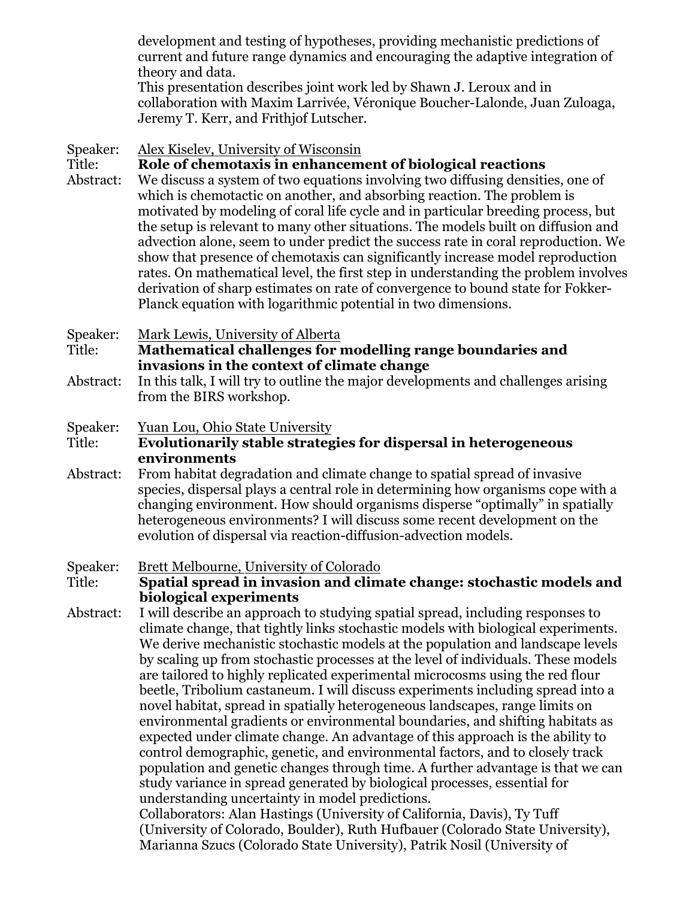development and testing of hypotheses, providing mechanistic predictions of current and future range dynamics and encouraging the adaptive integration of theory and data.
This presentation describes joint work led by Shawn J. Leroux and in collaboration with Maxim Larrivée, Véronique Boucher-Lalonde, Juan Zuloaga, Jeremy T. Kerr, and Frithjof Lutscher.

Speaker: Alex Kiselev, University of Wisconsin
Title: **Role of chemotaxis in enhancement of biological reactions**
Abstract: We discuss a system of two equations involving two diffusing densities, one of which is chemotactic on another, and absorbing reaction. The problem is motivated by modeling of coral life cycle and in particular breeding process, but the setup is relevant to many other situations. The models built on diffusion and advection alone, seem to under predict the success rate in coral reproduction. We show that presence of chemotaxis can significantly increase model reproduction rates. On mathematical level, the first step in understanding the problem involves derivation of sharp estimates on rate of convergence to bound state for Fokker-Planck equation with logarithmic potential in two dimensions.

Speaker: Mark Lewis, University of Alberta
Title: **Mathematical challenges for modelling range boundaries and invasions in the context of climate change**
Abstract: In this talk, I will try to outline the major developments and challenges arising from the BIRS workshop.

Speaker: Yuan Lou, Ohio State University
Title: **Evolutionarily stable strategies for dispersal in heterogeneous environments**
Abstract: From habitat degradation and climate change to spatial spread of invasive species, dispersal plays a central role in determining how organisms cope with a changing environment. How should organisms disperse "optimally" in spatially heterogeneous environments? I will discuss some recent development on the evolution of dispersal via reaction-diffusion-advection models.

Speaker: Brett Melbourne, University of Colorado
Title: **Spatial spread in invasion and climate change: stochastic models and biological experiments**
Abstract: I will describe an approach to studying spatial spread, including responses to climate change, that tightly links stochastic models with biological experiments. We derive mechanistic stochastic models at the population and landscape levels by scaling up from stochastic processes at the level of individuals. These models are tailored to highly replicated experimental microcosms using the red flour beetle, Tribolium castaneum. I will discuss experiments including spread into a novel habitat, spread in spatially heterogeneous landscapes, range limits on environmental gradients or environmental boundaries, and shifting habitats as expected under climate change. An advantage of this approach is the ability to control demographic, genetic, and environmental factors, and to closely track population and genetic changes through time. A further advantage is that we can study variance in spread generated by biological processes, essential for understanding uncertainty in model predictions.
Collaborators: Alan Hastings (University of California, Davis), Ty Tuff (University of Colorado, Boulder), Ruth Hufbauer (Colorado State University), Marianna Szucs (Colorado State University), Patrik Nosil (University of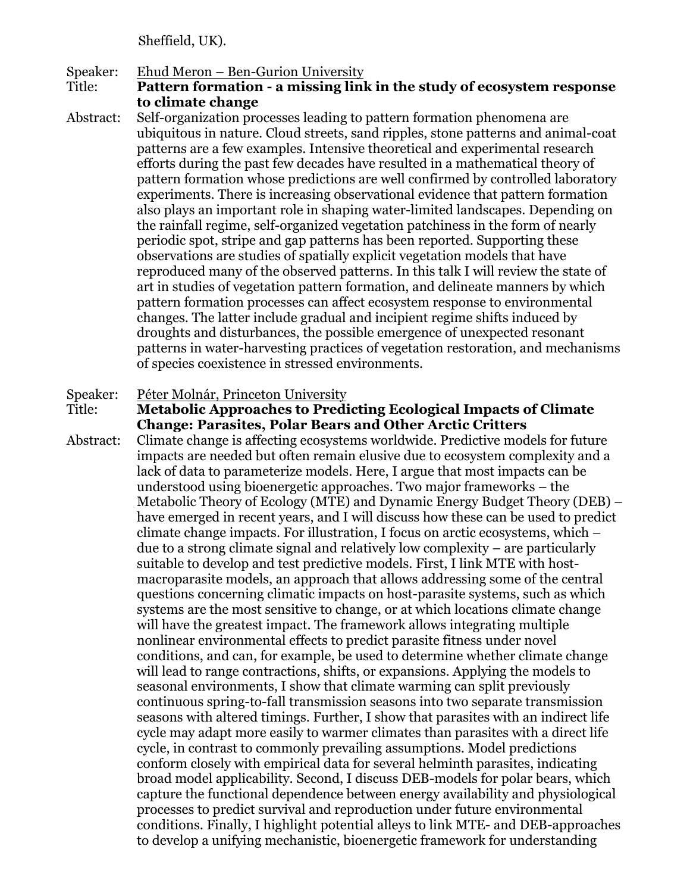Sheffield, UK).

Speaker: Ehud Meron – Ben-Gurion University

Title: **Pattern formation - a missing link in the study of ecosystem response to climate change**

Abstract: Self-organization processes leading to pattern formation phenomena are ubiquitous in nature. Cloud streets, sand ripples, stone patterns and animal-coat patterns are a few examples. Intensive theoretical and experimental research efforts during the past few decades have resulted in a mathematical theory of pattern formation whose predictions are well confirmed by controlled laboratory experiments. There is increasing observational evidence that pattern formation also plays an important role in shaping water-limited landscapes. Depending on the rainfall regime, self-organized vegetation patchiness in the form of nearly periodic spot, stripe and gap patterns has been reported. Supporting these observations are studies of spatially explicit vegetation models that have reproduced many of the observed patterns. In this talk I will review the state of art in studies of vegetation pattern formation, and delineate manners by which pattern formation processes can affect ecosystem response to environmental changes. The latter include gradual and incipient regime shifts induced by droughts and disturbances, the possible emergence of unexpected resonant patterns in water-harvesting practices of vegetation restoration, and mechanisms of species coexistence in stressed environments.

Speaker: Péter Molnár, Princeton University

Title: **Metabolic Approaches to Predicting Ecological Impacts of Climate Change: Parasites, Polar Bears and Other Arctic Critters**

Abstract: Climate change is affecting ecosystems worldwide. Predictive models for future impacts are needed but often remain elusive due to ecosystem complexity and a lack of data to parameterize models. Here, I argue that most impacts can be understood using bioenergetic approaches. Two major frameworks – the Metabolic Theory of Ecology (MTE) and Dynamic Energy Budget Theory (DEB) – have emerged in recent years, and I will discuss how these can be used to predict climate change impacts. For illustration, I focus on arctic ecosystems, which – due to a strong climate signal and relatively low complexity – are particularly suitable to develop and test predictive models. First, I link MTE with host-macroparasite models, an approach that allows addressing some of the central questions concerning climatic impacts on host-parasite systems, such as which systems are the most sensitive to change, or at which locations climate change will have the greatest impact. The framework allows integrating multiple nonlinear environmental effects to predict parasite fitness under novel conditions, and can, for example, be used to determine whether climate change will lead to range contractions, shifts, or expansions. Applying the models to seasonal environments, I show that climate warming can split previously continuous spring-to-fall transmission seasons into two separate transmission seasons with altered timings. Further, I show that parasites with an indirect life cycle may adapt more easily to warmer climates than parasites with a direct life cycle, in contrast to commonly prevailing assumptions. Model predictions conform closely with empirical data for several helminth parasites, indicating broad model applicability. Second, I discuss DEB-models for polar bears, which capture the functional dependence between energy availability and physiological processes to predict survival and reproduction under future environmental conditions. Finally, I highlight potential alleys to link MTE- and DEB-approaches to develop a unifying mechanistic, bioenergetic framework for understanding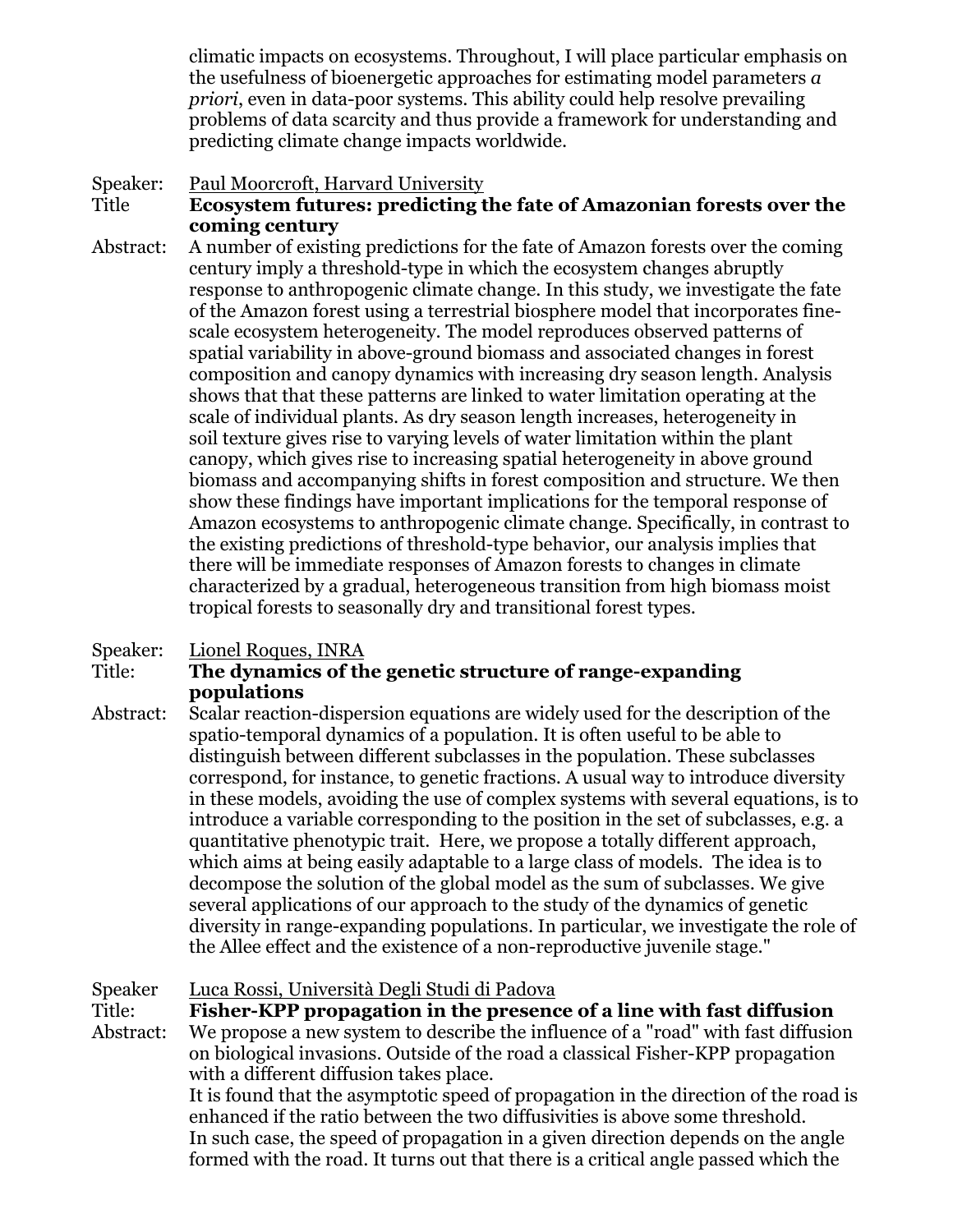climatic impacts on ecosystems. Throughout, I will place particular emphasis on the usefulness of bioenergetic approaches for estimating model parameters *a priori*, even in data-poor systems. This ability could help resolve prevailing problems of data scarcity and thus provide a framework for understanding and predicting climate change impacts worldwide.

Speaker: Paul Moorcroft, Harvard University

Title **Ecosystem futures: predicting the fate of Amazonian forests over the coming century**

Abstract: A number of existing predictions for the fate of Amazon forests over the coming century imply a threshold-type in which the ecosystem changes abruptly response to anthropogenic climate change. In this study, we investigate the fate of the Amazon forest using a terrestrial biosphere model that incorporates fine-scale ecosystem heterogeneity. The model reproduces observed patterns of spatial variability in above-ground biomass and associated changes in forest composition and canopy dynamics with increasing dry season length. Analysis shows that that these patterns are linked to water limitation operating at the scale of individual plants. As dry season length increases, heterogeneity in soil texture gives rise to varying levels of water limitation within the plant canopy, which gives rise to increasing spatial heterogeneity in above ground biomass and accompanying shifts in forest composition and structure. We then show these findings have important implications for the temporal response of Amazon ecosystems to anthropogenic climate change. Specifically, in contrast to the existing predictions of threshold-type behavior, our analysis implies that there will be immediate responses of Amazon forests to changes in climate characterized by a gradual, heterogeneous transition from high biomass moist tropical forests to seasonally dry and transitional forest types.

Speaker: Lionel Roques, INRA

Title: **The dynamics of the genetic structure of range-expanding populations**

Abstract: Scalar reaction-dispersion equations are widely used for the description of the spatio-temporal dynamics of a population. It is often useful to be able to distinguish between different subclasses in the population. These subclasses correspond, for instance, to genetic fractions. A usual way to introduce diversity in these models, avoiding the use of complex systems with several equations, is to introduce a variable corresponding to the position in the set of subclasses, e.g. a quantitative phenotypic trait. Here, we propose a totally different approach, which aims at being easily adaptable to a large class of models. The idea is to decompose the solution of the global model as the sum of subclasses. We give several applications of our approach to the study of the dynamics of genetic diversity in range-expanding populations. In particular, we investigate the role of the Allee effect and the existence of a non-reproductive juvenile stage."

Speaker Luca Rossi, Università Degli Studi di Padova

Title: **Fisher-KPP propagation in the presence of a line with fast diffusion**

Abstract: We propose a new system to describe the influence of a "road" with fast diffusion on biological invasions. Outside of the road a classical Fisher-KPP propagation with a different diffusion takes place.
It is found that the asymptotic speed of propagation in the direction of the road is enhanced if the ratio between the two diffusivities is above some threshold.
In such case, the speed of propagation in a given direction depends on the angle formed with the road. It turns out that there is a critical angle passed which the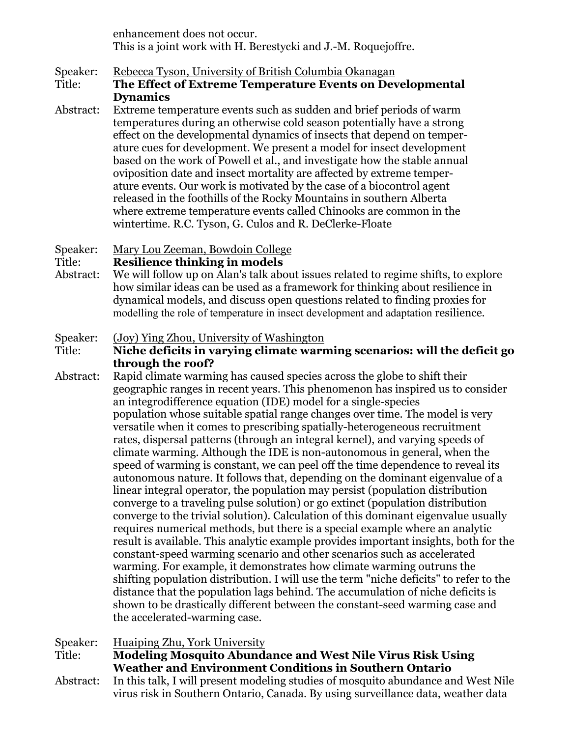enhancement does not occur.
This is a joint work with H. Berestycki and J.-M. Roquejoffre.

Speaker: Rebecca Tyson, University of British Columbia Okanagan
Title: **The Effect of Extreme Temperature Events on Developmental Dynamics**
Abstract: Extreme temperature events such as sudden and brief periods of warm temperatures during an otherwise cold season potentially have a strong effect on the developmental dynamics of insects that depend on temperature cues for development. We present a model for insect development based on the work of Powell et al., and investigate how the stable annual oviposition date and insect mortality are affected by extreme temperature events. Our work is motivated by the case of a biocontrol agent released in the foothills of the Rocky Mountains in southern Alberta where extreme temperature events called Chinooks are common in the wintertime. R.C. Tyson, G. Culos and R. DeClerke-Floate

Speaker: Mary Lou Zeeman, Bowdoin College
Title: **Resilience thinking in models**
Abstract: We will follow up on Alan's talk about issues related to regime shifts, to explore how similar ideas can be used as a framework for thinking about resilience in dynamical models, and discuss open questions related to finding proxies for modelling the role of temperature in insect development and adaptation resilience.

Speaker: (Joy) Ying Zhou, University of Washington
Title: **Niche deficits in varying climate warming scenarios: will the deficit go through the roof?**
Abstract: Rapid climate warming has caused species across the globe to shift their geographic ranges in recent years. This phenomenon has inspired us to consider an integrodifference equation (IDE) model for a single-species population whose suitable spatial range changes over time. The model is very versatile when it comes to prescribing spatially-heterogeneous recruitment rates, dispersal patterns (through an integral kernel), and varying speeds of climate warming. Although the IDE is non-autonomous in general, when the speed of warming is constant, we can peel off the time dependence to reveal its autonomous nature. It follows that, depending on the dominant eigenvalue of a linear integral operator, the population may persist (population distribution converge to a traveling pulse solution) or go extinct (population distribution converge to the trivial solution). Calculation of this dominant eigenvalue usually requires numerical methods, but there is a special example where an analytic result is available. This analytic example provides important insights, both for the constant-speed warming scenario and other scenarios such as accelerated warming. For example, it demonstrates how climate warming outruns the shifting population distribution. I will use the term "niche deficits" to refer to the distance that the population lags behind. The accumulation of niche deficits is shown to be drastically different between the constant-seed warming case and the accelerated-warming case.

Speaker: Huaiping Zhu, York University
Title: **Modeling Mosquito Abundance and West Nile Virus Risk Using Weather and Environment Conditions in Southern Ontario**
Abstract: In this talk, I will present modeling studies of mosquito abundance and West Nile virus risk in Southern Ontario, Canada. By using surveillance data, weather data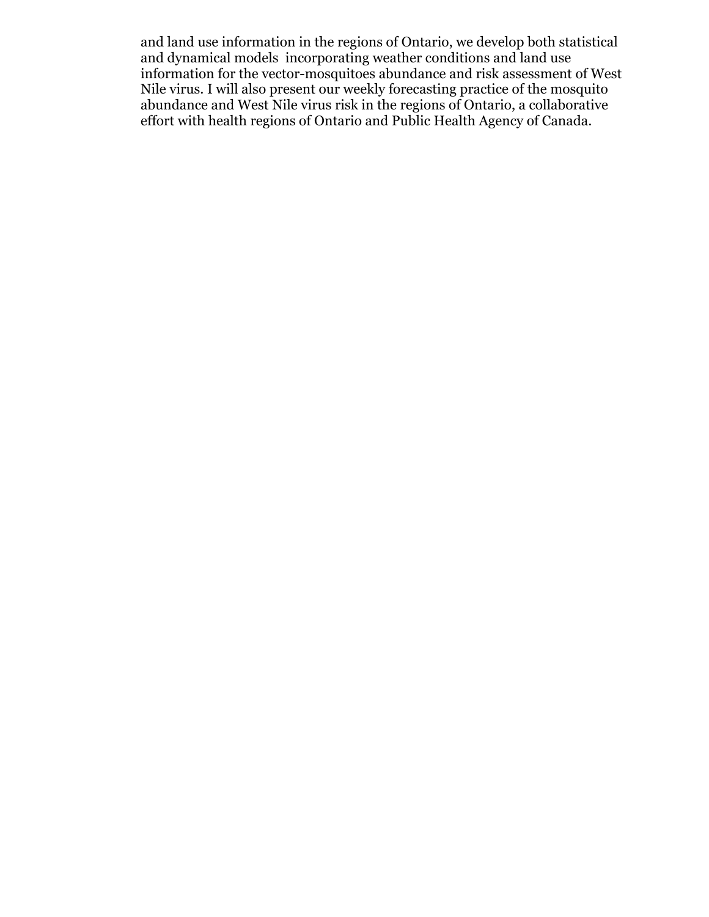and land use information in the regions of Ontario, we develop both statistical and dynamical models incorporating weather conditions and land use information for the vector-mosquitoes abundance and risk assessment of West Nile virus. I will also present our weekly forecasting practice of the mosquito abundance and West Nile virus risk in the regions of Ontario, a collaborative effort with health regions of Ontario and Public Health Agency of Canada.